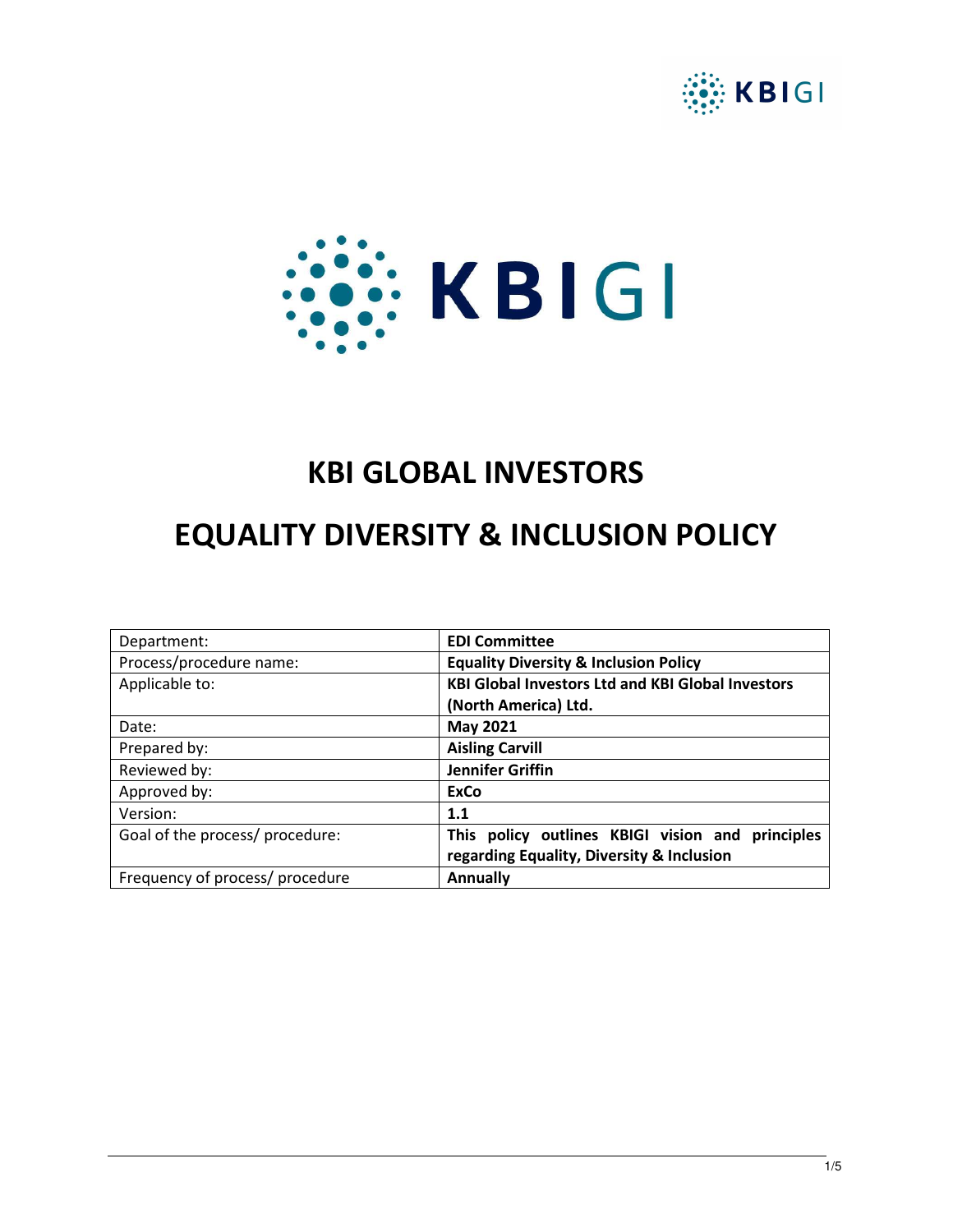# KBI GLOBAL INVESTORS

# EQUALITY DIVERSITY & INCLUSION POLICY

| | |
|---|---|
| Department: | **EDI Committee** |
| Process/procedure name: | **Equality Diversity & Inclusion Policy** |
| Applicable to: | **KBI Global Investors Ltd and KBI Global Investors (North America) Ltd.** |
| Date: | **May 2021** |
| Prepared by: | **Aisling Carvill** |
| Reviewed by: | **Jennifer Griffin** |
| Approved by: | **ExCo** |
| Version: | **1.1** |
| Goal of the process/ procedure: | **This policy outlines KBIGI vision and principles regarding Equality, Diversity & Inclusion** |
| Frequency of process/ procedure | **Annually** |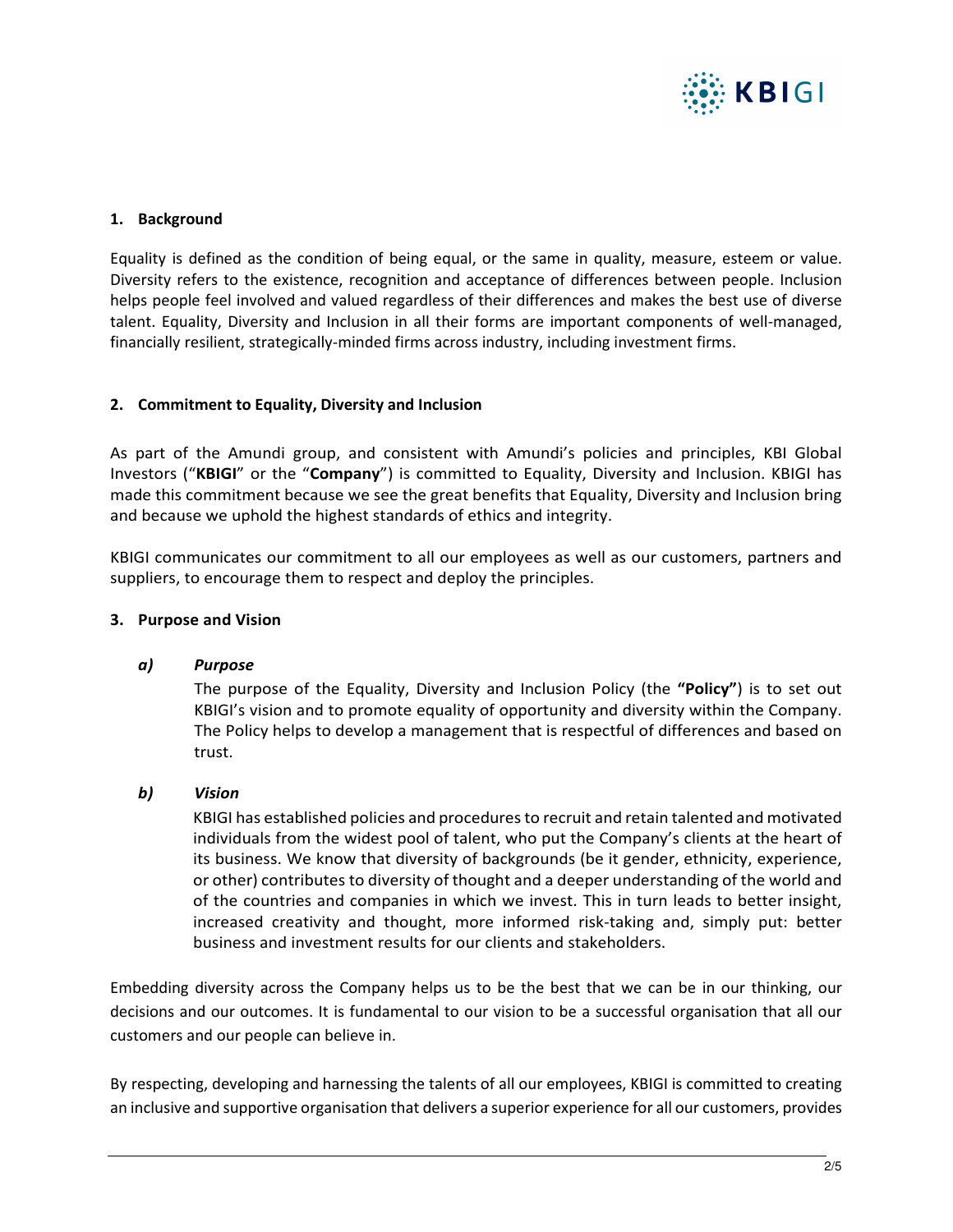## 1. Background

Equality is defined as the condition of being equal, or the same in quality, measure, esteem or value. Diversity refers to the existence, recognition and acceptance of differences between people. Inclusion helps people feel involved and valued regardless of their differences and makes the best use of diverse talent. Equality, Diversity and Inclusion in all their forms are important components of well-managed, financially resilient, strategically-minded firms across industry, including investment firms.

## 2. Commitment to Equality, Diversity and Inclusion

As part of the Amundi group, and consistent with Amundi's policies and principles, KBI Global Investors ("**KBIGI**" or the "**Company**") is committed to Equality, Diversity and Inclusion. KBIGI has made this commitment because we see the great benefits that Equality, Diversity and Inclusion bring and because we uphold the highest standards of ethics and integrity.

KBIGI communicates our commitment to all our employees as well as our customers, partners and suppliers, to encourage them to respect and deploy the principles.

## 3. Purpose and Vision

### *a) Purpose*

The purpose of the Equality, Diversity and Inclusion Policy (the **"Policy"**) is to set out KBIGI's vision and to promote equality of opportunity and diversity within the Company. The Policy helps to develop a management that is respectful of differences and based on trust.

### *b) Vision*

KBIGI has established policies and procedures to recruit and retain talented and motivated individuals from the widest pool of talent, who put the Company's clients at the heart of its business. We know that diversity of backgrounds (be it gender, ethnicity, experience, or other) contributes to diversity of thought and a deeper understanding of the world and of the countries and companies in which we invest. This in turn leads to better insight, increased creativity and thought, more informed risk-taking and, simply put: better business and investment results for our clients and stakeholders.

Embedding diversity across the Company helps us to be the best that we can be in our thinking, our decisions and our outcomes. It is fundamental to our vision to be a successful organisation that all our customers and our people can believe in.

By respecting, developing and harnessing the talents of all our employees, KBIGI is committed to creating an inclusive and supportive organisation that delivers a superior experience for all our customers, provides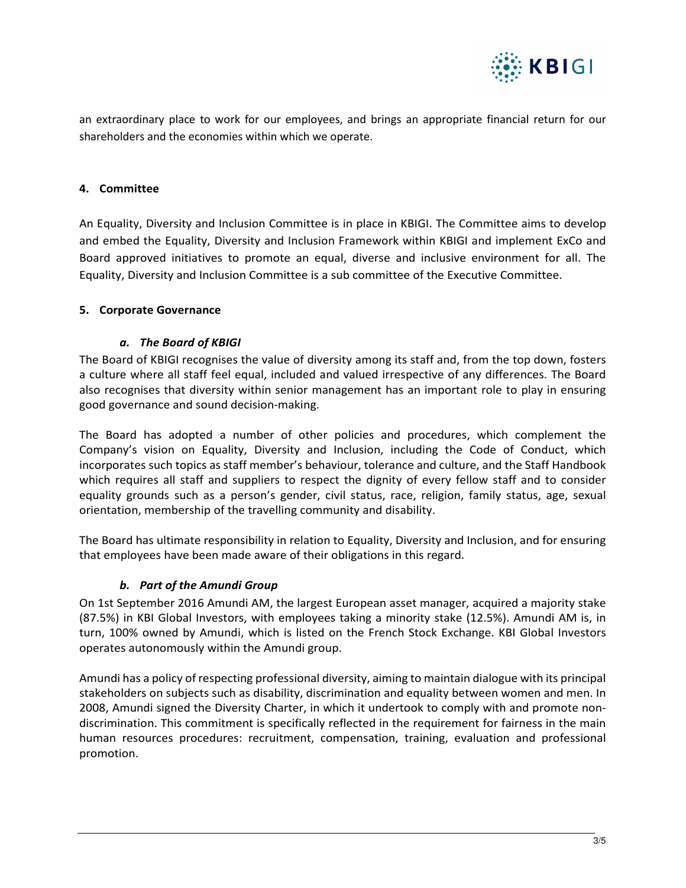an extraordinary place to work for our employees, and brings an appropriate financial return for our shareholders and the economies within which we operate.

## 4. Committee

An Equality, Diversity and Inclusion Committee is in place in KBIGI. The Committee aims to develop and embed the Equality, Diversity and Inclusion Framework within KBIGI and implement ExCo and Board approved initiatives to promote an equal, diverse and inclusive environment for all. The Equality, Diversity and Inclusion Committee is a sub committee of the Executive Committee.

## 5. Corporate Governance

### *a. The Board of KBIGI*

The Board of KBIGI recognises the value of diversity among its staff and, from the top down, fosters a culture where all staff feel equal, included and valued irrespective of any differences. The Board also recognises that diversity within senior management has an important role to play in ensuring good governance and sound decision-making.

The Board has adopted a number of other policies and procedures, which complement the Company's vision on Equality, Diversity and Inclusion, including the Code of Conduct, which incorporates such topics as staff member's behaviour, tolerance and culture, and the Staff Handbook which requires all staff and suppliers to respect the dignity of every fellow staff and to consider equality grounds such as a person's gender, civil status, race, religion, family status, age, sexual orientation, membership of the travelling community and disability.

The Board has ultimate responsibility in relation to Equality, Diversity and Inclusion, and for ensuring that employees have been made aware of their obligations in this regard.

### *b. Part of the Amundi Group*

On 1st September 2016 Amundi AM, the largest European asset manager, acquired a majority stake (87.5%) in KBI Global Investors, with employees taking a minority stake (12.5%). Amundi AM is, in turn, 100% owned by Amundi, which is listed on the French Stock Exchange. KBI Global Investors operates autonomously within the Amundi group.

Amundi has a policy of respecting professional diversity, aiming to maintain dialogue with its principal stakeholders on subjects such as disability, discrimination and equality between women and men. In 2008, Amundi signed the Diversity Charter, in which it undertook to comply with and promote non-discrimination. This commitment is specifically reflected in the requirement for fairness in the main human resources procedures: recruitment, compensation, training, evaluation and professional promotion.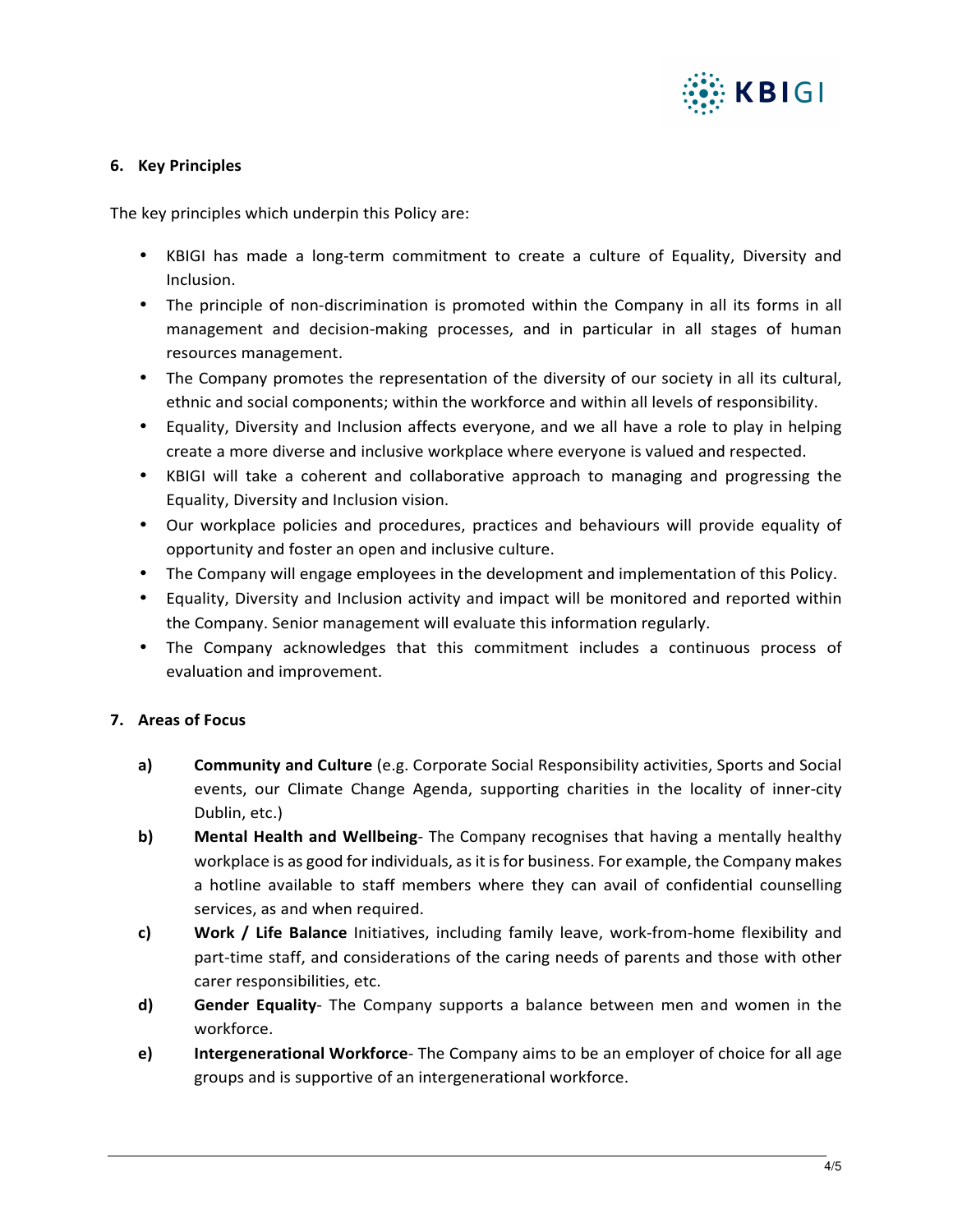## 6. Key Principles

The key principles which underpin this Policy are:

- KBIGI has made a long-term commitment to create a culture of Equality, Diversity and Inclusion.
- The principle of non-discrimination is promoted within the Company in all its forms in all management and decision-making processes, and in particular in all stages of human resources management.
- The Company promotes the representation of the diversity of our society in all its cultural, ethnic and social components; within the workforce and within all levels of responsibility.
- Equality, Diversity and Inclusion affects everyone, and we all have a role to play in helping create a more diverse and inclusive workplace where everyone is valued and respected.
- KBIGI will take a coherent and collaborative approach to managing and progressing the Equality, Diversity and Inclusion vision.
- Our workplace policies and procedures, practices and behaviours will provide equality of opportunity and foster an open and inclusive culture.
- The Company will engage employees in the development and implementation of this Policy.
- Equality, Diversity and Inclusion activity and impact will be monitored and reported within the Company. Senior management will evaluate this information regularly.
- The Company acknowledges that this commitment includes a continuous process of evaluation and improvement.

## 7. Areas of Focus

**a)** **Community and Culture** (e.g. Corporate Social Responsibility activities, Sports and Social events, our Climate Change Agenda, supporting charities in the locality of inner-city Dublin, etc.)

**b)** **Mental Health and Wellbeing**- The Company recognises that having a mentally healthy workplace is as good for individuals, as it is for business. For example, the Company makes a hotline available to staff members where they can avail of confidential counselling services, as and when required.

**c)** **Work / Life Balance** Initiatives, including family leave, work-from-home flexibility and part-time staff, and considerations of the caring needs of parents and those with other carer responsibilities, etc.

**d)** **Gender Equality**- The Company supports a balance between men and women in the workforce.

**e)** **Intergenerational Workforce**- The Company aims to be an employer of choice for all age groups and is supportive of an intergenerational workforce.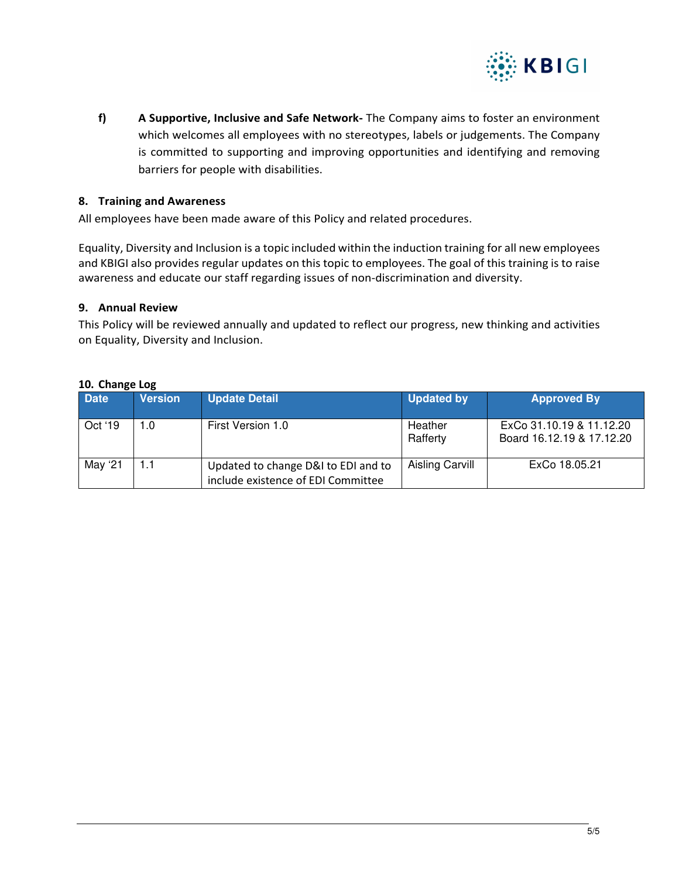**f) A Supportive, Inclusive and Safe Network-** The Company aims to foster an environment which welcomes all employees with no stereotypes, labels or judgements. The Company is committed to supporting and improving opportunities and identifying and removing barriers for people with disabilities.

## 8. Training and Awareness

All employees have been made aware of this Policy and related procedures.

Equality, Diversity and Inclusion is a topic included within the induction training for all new employees and KBIGI also provides regular updates on this topic to employees. The goal of this training is to raise awareness and educate our staff regarding issues of non-discrimination and diversity.

## 9. Annual Review

This Policy will be reviewed annually and updated to reflect our progress, new thinking and activities on Equality, Diversity and Inclusion.

## 10. Change Log

| Date | Version | Update Detail | Updated by | Approved By |
|---|---|---|---|---|
| Oct '19 | 1.0 | First Version 1.0 | Heather Rafferty | ExCo 31.10.19 & 11.12.20 Board 16.12.19 & 17.12.20 |
| May '21 | 1.1 | Updated to change D&I to EDI and to include existence of EDI Committee | Aisling Carvill | ExCo 18.05.21 |